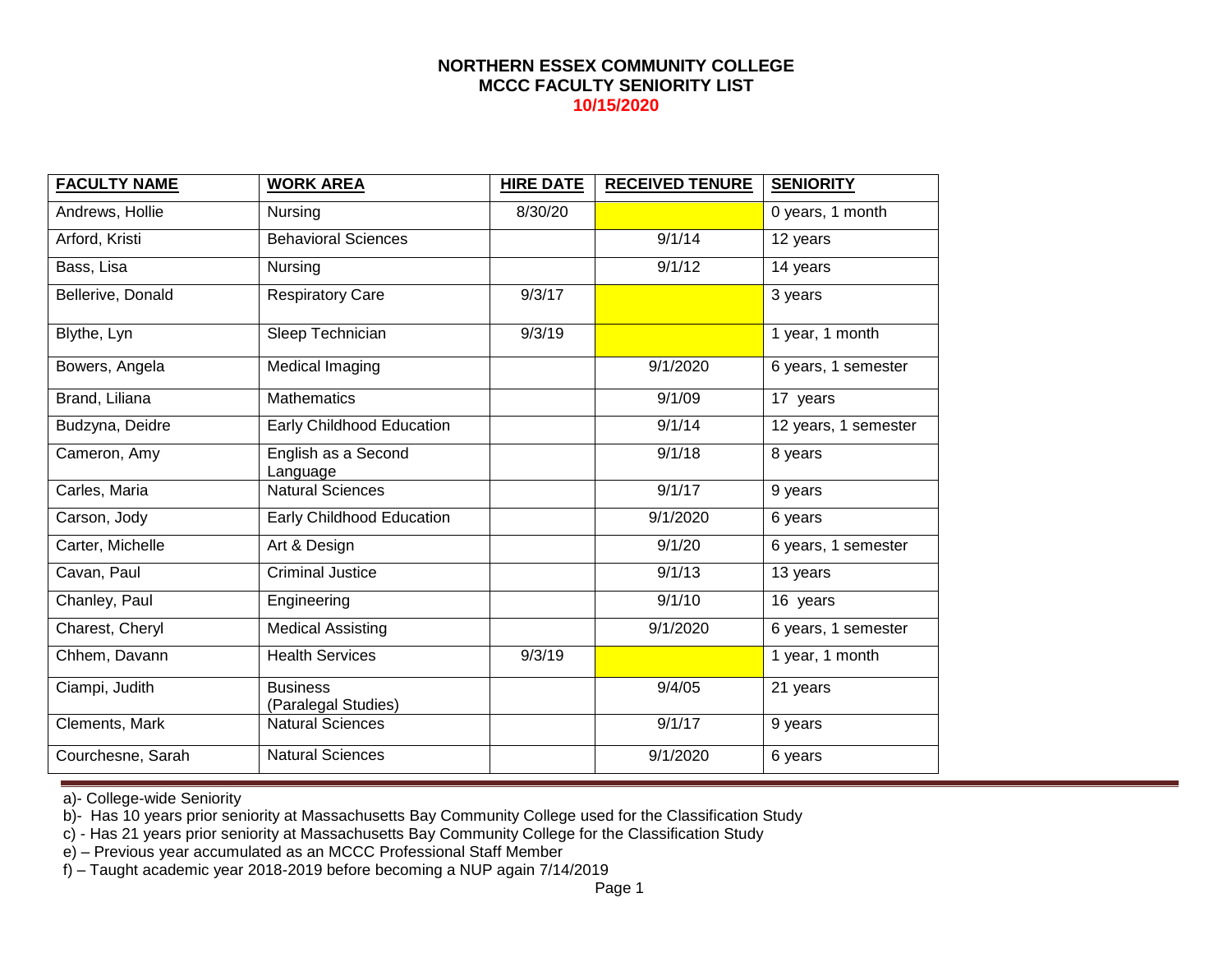**NORTHERN ESSEX COMMUNITY COLLEGE**
**MCCC FACULTY SENIORITY LIST**
**10/15/2020**

| FACULTY NAME | WORK AREA | HIRE DATE | RECEIVED TENURE | SENIORITY |
|---|---|---|---|---|
| Andrews, Hollie | Nursing | 8/30/20 | | 0 years, 1 month |
| Arford, Kristi | Behavioral Sciences | | 9/1/14 | 12 years |
| Bass, Lisa | Nursing | | 9/1/12 | 14 years |
| Bellerive, Donald | Respiratory Care | 9/3/17 | | 3 years |
| Blythe, Lyn | Sleep Technician | 9/3/19 | | 1 year, 1 month |
| Bowers, Angela | Medical Imaging | | 9/1/2020 | 6 years, 1 semester |
| Brand, Liliana | Mathematics | | 9/1/09 | 17 years |
| Budzyna, Deidre | Early Childhood Education | | 9/1/14 | 12 years, 1 semester |
| Cameron, Amy | English as a Second Language | | 9/1/18 | 8 years |
| Carles, Maria | Natural Sciences | | 9/1/17 | 9 years |
| Carson, Jody | Early Childhood Education | | 9/1/2020 | 6 years |
| Carter, Michelle | Art & Design | | 9/1/20 | 6 years, 1 semester |
| Cavan, Paul | Criminal Justice | | 9/1/13 | 13 years |
| Chanley, Paul | Engineering | | 9/1/10 | 16 years |
| Charest, Cheryl | Medical Assisting | | 9/1/2020 | 6 years, 1 semester |
| Chhem, Davann | Health Services | 9/3/19 | | 1 year, 1 month |
| Ciampi, Judith | Business (Paralegal Studies) | | 9/4/05 | 21 years |
| Clements, Mark | Natural Sciences | | 9/1/17 | 9 years |
| Courchesne, Sarah | Natural Sciences | | 9/1/2020 | 6 years |

a)- College-wide Seniority
b)- Has 10 years prior seniority at Massachusetts Bay Community College used for the Classification Study
c) - Has 21 years prior seniority at Massachusetts Bay Community College for the Classification Study
e) – Previous year accumulated as an MCCC Professional Staff Member
f) – Taught academic year 2018-2019 before becoming a NUP again 7/14/2019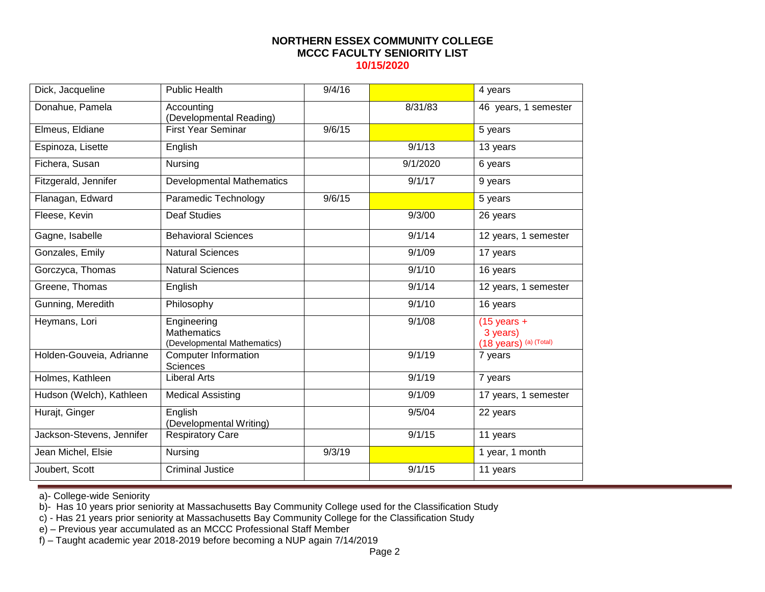**NORTHERN ESSEX COMMUNITY COLLEGE**
**MCCC FACULTY SENIORITY LIST**
**10/15/2020**

| | | | | |
|---|---|---|---|---|
| Dick, Jacqueline | Public Health | 9/4/16 | | 4 years |
| Donahue, Pamela | Accounting (Developmental Reading) | | 8/31/83 | 46 years, 1 semester |
| Elmeus, Eldiane | First Year Seminar | 9/6/15 | | 5 years |
| Espinoza, Lisette | English | | 9/1/13 | 13 years |
| Fichera, Susan | Nursing | | 9/1/2020 | 6 years |
| Fitzgerald, Jennifer | Developmental Mathematics | | 9/1/17 | 9 years |
| Flanagan, Edward | Paramedic Technology | 9/6/15 | | 5 years |
| Fleese, Kevin | Deaf Studies | | 9/3/00 | 26 years |
| Gagne, Isabelle | Behavioral Sciences | | 9/1/14 | 12 years, 1 semester |
| Gonzales, Emily | Natural Sciences | | 9/1/09 | 17 years |
| Gorczyca, Thomas | Natural Sciences | | 9/1/10 | 16 years |
| Greene, Thomas | English | | 9/1/14 | 12 years, 1 semester |
| Gunning, Meredith | Philosophy | | 9/1/10 | 16 years |
| Heymans, Lori | Engineering Mathematics (Developmental Mathematics) | | 9/1/08 | (15 years + 3 years) (18 years) (a) (Total) |
| Holden-Gouveia, Adrianne | Computer Information Sciences | | 9/1/19 | 7 years |
| Holmes, Kathleen | Liberal Arts | | 9/1/19 | 7 years |
| Hudson (Welch), Kathleen | Medical Assisting | | 9/1/09 | 17 years, 1 semester |
| Hurajt, Ginger | English (Developmental Writing) | | 9/5/04 | 22 years |
| Jackson-Stevens, Jennifer | Respiratory Care | | 9/1/15 | 11 years |
| Jean Michel, Elsie | Nursing | 9/3/19 | | 1 year, 1 month |
| Joubert, Scott | Criminal Justice | | 9/1/15 | 11 years |

a)- College-wide Seniority
b)- Has 10 years prior seniority at Massachusetts Bay Community College used for the Classification Study
c) - Has 21 years prior seniority at Massachusetts Bay Community College for the Classification Study
e) – Previous year accumulated as an MCCC Professional Staff Member
f) – Taught academic year 2018-2019 before becoming a NUP again 7/14/2019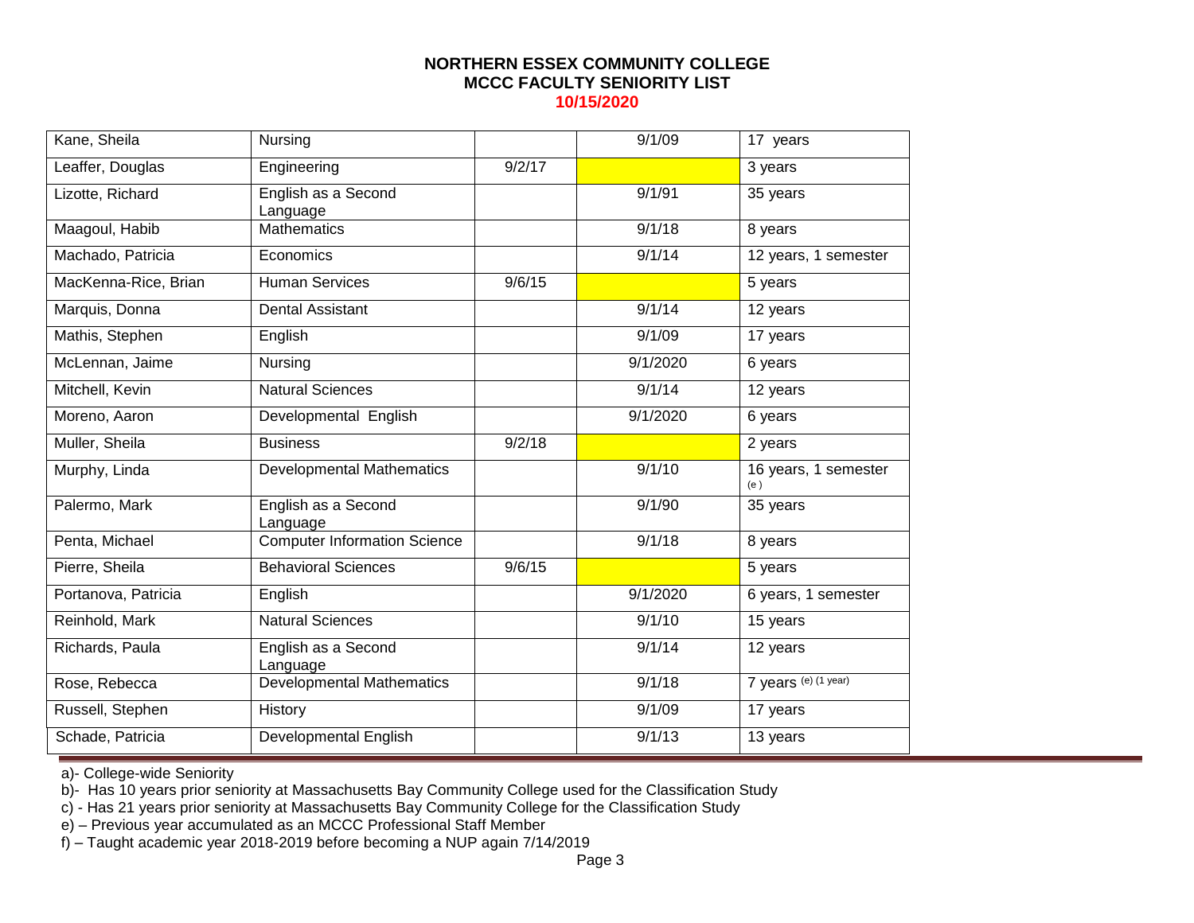**NORTHERN ESSEX COMMUNITY COLLEGE**
**MCCC FACULTY SENIORITY LIST**
**10/15/2020**

| | | | | |
|---|---|---|---|---|
| Kane, Sheila | Nursing | | 9/1/09 | 17 years |
| Leaffer, Douglas | Engineering | 9/2/17 | | 3 years |
| Lizotte, Richard | English as a Second Language | | 9/1/91 | 35 years |
| Maagoul, Habib | Mathematics | | 9/1/18 | 8 years |
| Machado, Patricia | Economics | | 9/1/14 | 12 years, 1 semester |
| MacKenna-Rice, Brian | Human Services | 9/6/15 | | 5 years |
| Marquis, Donna | Dental Assistant | | 9/1/14 | 12 years |
| Mathis, Stephen | English | | 9/1/09 | 17 years |
| McLennan, Jaime | Nursing | | 9/1/2020 | 6 years |
| Mitchell, Kevin | Natural Sciences | | 9/1/14 | 12 years |
| Moreno, Aaron | Developmental English | | 9/1/2020 | 6 years |
| Muller, Sheila | Business | 9/2/18 | | 2 years |
| Murphy, Linda | Developmental Mathematics | | 9/1/10 | 16 years, 1 semester (e) |
| Palermo, Mark | English as a Second Language | | 9/1/90 | 35 years |
| Penta, Michael | Computer Information Science | | 9/1/18 | 8 years |
| Pierre, Sheila | Behavioral Sciences | 9/6/15 | | 5 years |
| Portanova, Patricia | English | | 9/1/2020 | 6 years, 1 semester |
| Reinhold, Mark | Natural Sciences | | 9/1/10 | 15 years |
| Richards, Paula | English as a Second Language | | 9/1/14 | 12 years |
| Rose, Rebecca | Developmental Mathematics | | 9/1/18 | 7 years (e) (1 year) |
| Russell, Stephen | History | | 9/1/09 | 17 years |
| Schade, Patricia | Developmental English | | 9/1/13 | 13 years |

a)- College-wide Seniority
b)- Has 10 years prior seniority at Massachusetts Bay Community College used for the Classification Study
c) - Has 21 years prior seniority at Massachusetts Bay Community College for the Classification Study
e) – Previous year accumulated as an MCCC Professional Staff Member
f) – Taught academic year 2018-2019 before becoming a NUP again 7/14/2019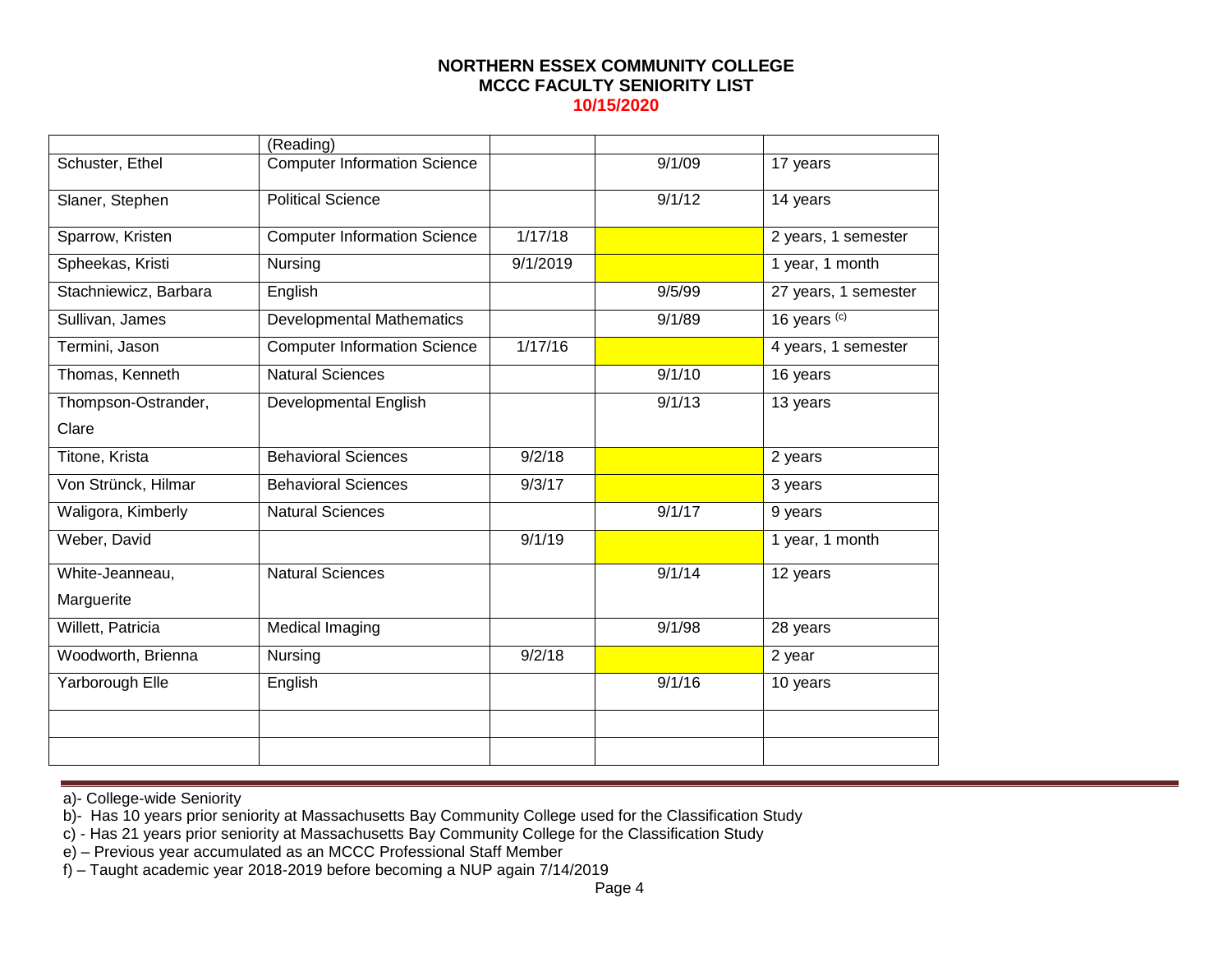**NORTHERN ESSEX COMMUNITY COLLEGE**
**MCCC FACULTY SENIORITY LIST**
**10/15/2020**

| | | | | |
|---|---|---|---|---|
| | (Reading) | | | |
| Schuster, Ethel | Computer Information Science | | 9/1/09 | 17 years |
| Slaner, Stephen | Political Science | | 9/1/12 | 14 years |
| Sparrow, Kristen | Computer Information Science | 1/17/18 | | 2 years, 1 semester |
| Spheekas, Kristi | Nursing | 9/1/2019 | | 1 year, 1 month |
| Stachniewicz, Barbara | English | | 9/5/99 | 27 years, 1 semester |
| Sullivan, James | Developmental Mathematics | | 9/1/89 | 16 years [c] |
| Termini, Jason | Computer Information Science | 1/17/16 | | 4 years, 1 semester |
| Thomas, Kenneth | Natural Sciences | | 9/1/10 | 16 years |
| Thompson-Ostrander, Clare | Developmental English | | 9/1/13 | 13 years |
| Titone, Krista | Behavioral Sciences | 9/2/18 | | 2 years |
| Von Strünck, Hilmar | Behavioral Sciences | 9/3/17 | | 3 years |
| Waligora, Kimberly | Natural Sciences | | 9/1/17 | 9 years |
| Weber, David | | 9/1/19 | | 1 year, 1 month |
| White-Jeanneau, Marguerite | Natural Sciences | | 9/1/14 | 12 years |
| Willett, Patricia | Medical Imaging | | 9/1/98 | 28 years |
| Woodworth, Brienna | Nursing | 9/2/18 | | 2 year |
| Yarborough Elle | English | | 9/1/16 | 10 years |
| | | | | |
| | | | | |

a)- College-wide Seniority
b)- Has 10 years prior seniority at Massachusetts Bay Community College used for the Classification Study
c) - Has 21 years prior seniority at Massachusetts Bay Community College for the Classification Study
e) – Previous year accumulated as an MCCC Professional Staff Member
f) – Taught academic year 2018-2019 before becoming a NUP again 7/14/2019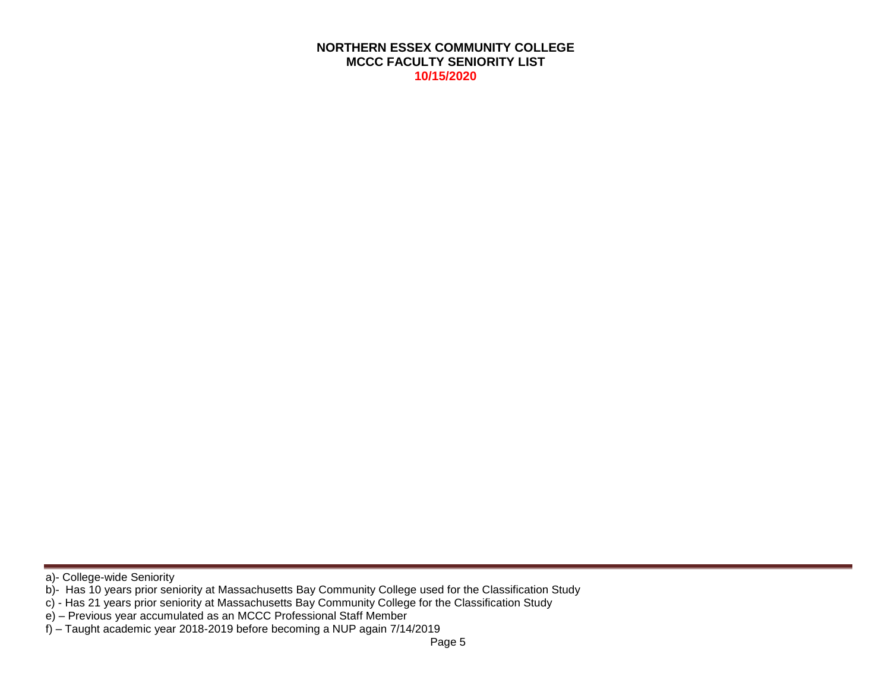**NORTHERN ESSEX COMMUNITY COLLEGE**
**MCCC FACULTY SENIORITY LIST**
**10/15/2020**

a)- College-wide Seniority

b)- Has 10 years prior seniority at Massachusetts Bay Community College used for the Classification Study

c) - Has 21 years prior seniority at Massachusetts Bay Community College for the Classification Study

e) – Previous year accumulated as an MCCC Professional Staff Member

f) – Taught academic year 2018-2019 before becoming a NUP again 7/14/2019